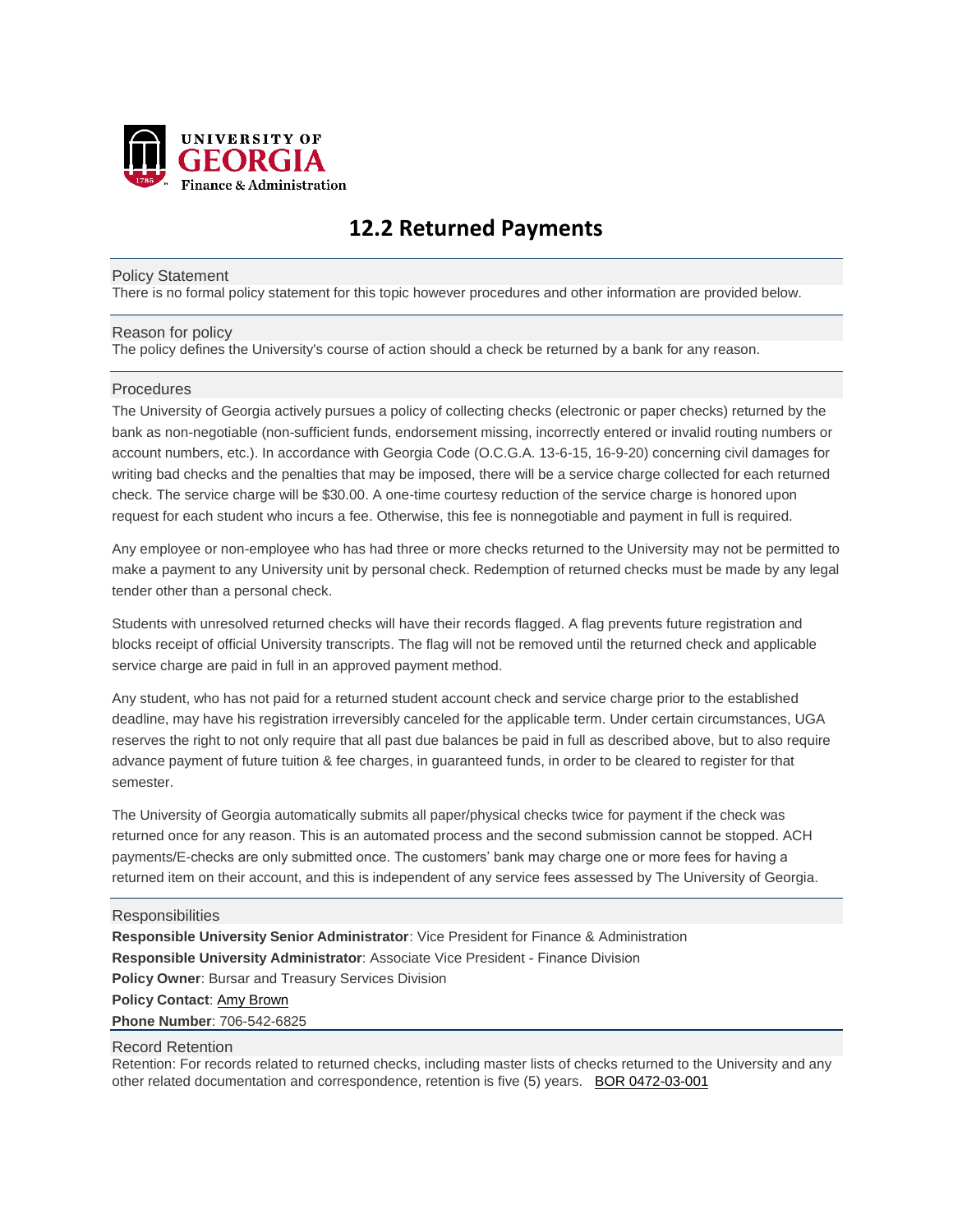UNIVERSITY OF GEORGIA
Finance & Administration

# 12.2 Returned Payments

## Policy Statement

There is no formal policy statement for this topic however procedures and other information are provided below.

## Reason for policy

The policy defines the University's course of action should a check be returned by a bank for any reason.

## Procedures

The University of Georgia actively pursues a policy of collecting checks (electronic or paper checks) returned by the bank as non-negotiable (non-sufficient funds, endorsement missing, incorrectly entered or invalid routing numbers or account numbers, etc.). In accordance with Georgia Code (O.C.G.A. 13-6-15, 16-9-20) concerning civil damages for writing bad checks and the penalties that may be imposed, there will be a service charge collected for each returned check. The service charge will be $30.00. A one-time courtesy reduction of the service charge is honored upon request for each student who incurs a fee. Otherwise, this fee is nonnegotiable and payment in full is required.

Any employee or non-employee who has had three or more checks returned to the University may not be permitted to make a payment to any University unit by personal check. Redemption of returned checks must be made by any legal tender other than a personal check.

Students with unresolved returned checks will have their records flagged. A flag prevents future registration and blocks receipt of official University transcripts. The flag will not be removed until the returned check and applicable service charge are paid in full in an approved payment method.

Any student, who has not paid for a returned student account check and service charge prior to the established deadline, may have his registration irreversibly canceled for the applicable term. Under certain circumstances, UGA reserves the right to not only require that all past due balances be paid in full as described above, but to also require advance payment of future tuition & fee charges, in guaranteed funds, in order to be cleared to register for that semester.

The University of Georgia automatically submits all paper/physical checks twice for payment if the check was returned once for any reason. This is an automated process and the second submission cannot be stopped. ACH payments/E-checks are only submitted once. The customers' bank may charge one or more fees for having a returned item on their account, and this is independent of any service fees assessed by The University of Georgia.

## Responsibilities

**Responsible University Senior Administrator**: Vice President for Finance & Administration
**Responsible University Administrator**: Associate Vice President - Finance Division
**Policy Owner**: Bursar and Treasury Services Division
**Policy Contact**: Amy Brown
**Phone Number**: 706-542-6825

## Record Retention

Retention: For records related to returned checks, including master lists of checks returned to the University and any other related documentation and correspondence, retention is five (5) years. BOR 0472-03-001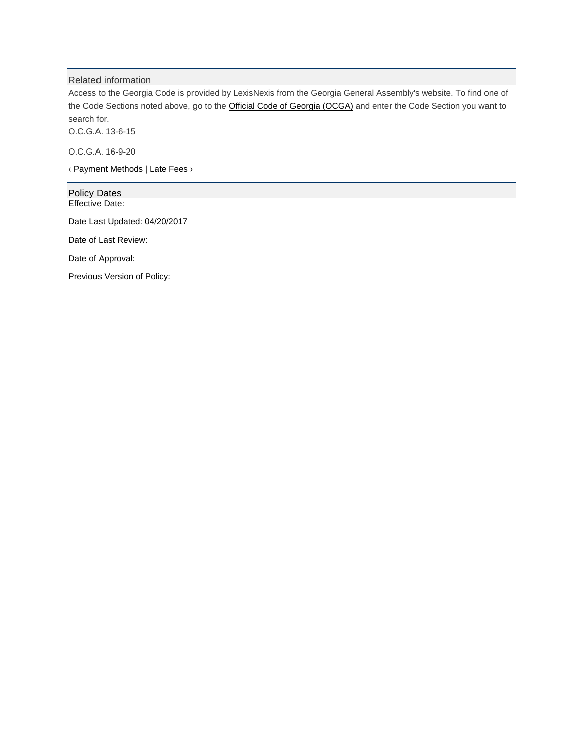## Related information

Access to the Georgia Code is provided by LexisNexis from the Georgia General Assembly's website. To find one of the Code Sections noted above, go to the [Official Code of Georgia (OCGA)] and enter the Code Section you want to search for.

O.C.G.A. 13-6-15

O.C.G.A. 16-9-20

‹ Payment Methods | Late Fees ›

## Policy Dates

Effective Date:

Date Last Updated: 04/20/2017

Date of Last Review:

Date of Approval:

Previous Version of Policy: